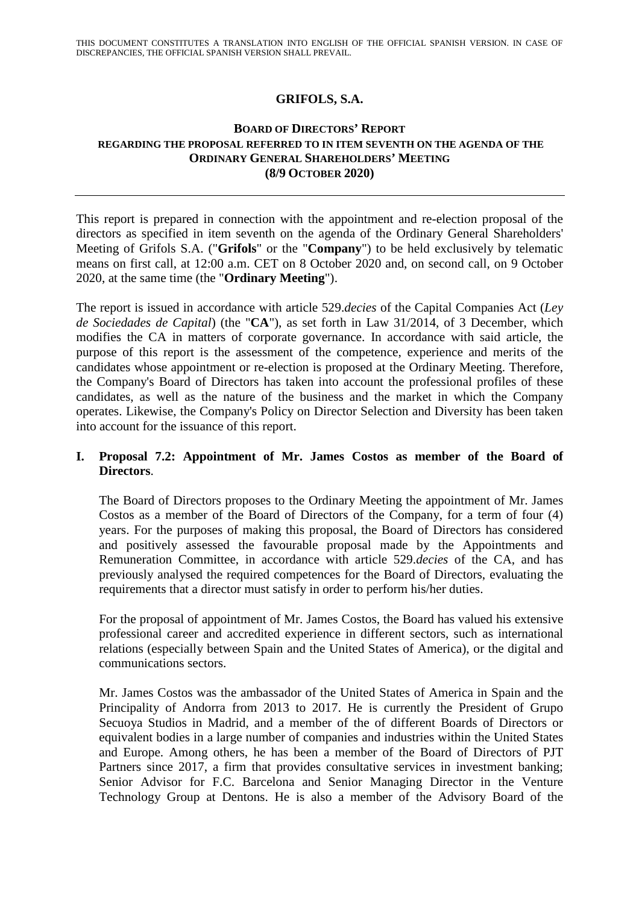THIS DOCUMENT CONSTITUTES A TRANSLATION INTO ENGLISH OF THE OFFICIAL SPANISH VERSION. IN CASE OF DISCREPANCIES, THE OFFICIAL SPANISH VERSION SHALL PREVAIL.

# GRIFOLS, S.A.

## BOARD OF DIRECTORS' REPORT REGARDING THE PROPOSAL REFERRED TO IN ITEM SEVENTH ON THE AGENDA OF THE ORDINARY GENERAL SHAREHOLDERS' MEETING (8/9 OCTOBER 2020)

---

This report is prepared in connection with the appointment and re-election proposal of the directors as specified in item seventh on the agenda of the Ordinary General Shareholders' Meeting of Grifols S.A. ("**Grifols**" or the "**Company**") to be held exclusively by telematic means on first call, at 12:00 a.m. CET on 8 October 2020 and, on second call, on 9 October 2020, at the same time (the "**Ordinary Meeting**").

The report is issued in accordance with article 529.*decies* of the Capital Companies Act (*Ley de Sociedades de Capital*) (the "**CA**"), as set forth in Law 31/2014, of 3 December, which modifies the CA in matters of corporate governance. In accordance with said article, the purpose of this report is the assessment of the competence, experience and merits of the candidates whose appointment or re-election is proposed at the Ordinary Meeting. Therefore, the Company's Board of Directors has taken into account the professional profiles of these candidates, as well as the nature of the business and the market in which the Company operates. Likewise, the Company's Policy on Director Selection and Diversity has been taken into account for the issuance of this report.

### I. Proposal 7.2: Appointment of Mr. James Costos as member of the Board of Directors.

The Board of Directors proposes to the Ordinary Meeting the appointment of Mr. James Costos as a member of the Board of Directors of the Company, for a term of four (4) years. For the purposes of making this proposal, the Board of Directors has considered and positively assessed the favourable proposal made by the Appointments and Remuneration Committee, in accordance with article 529.*decies* of the CA, and has previously analysed the required competences for the Board of Directors, evaluating the requirements that a director must satisfy in order to perform his/her duties.

For the proposal of appointment of Mr. James Costos, the Board has valued his extensive professional career and accredited experience in different sectors, such as international relations (especially between Spain and the United States of America), or the digital and communications sectors.

Mr. James Costos was the ambassador of the United States of America in Spain and the Principality of Andorra from 2013 to 2017. He is currently the President of Grupo Secuoya Studios in Madrid, and a member of the of different Boards of Directors or equivalent bodies in a large number of companies and industries within the United States and Europe. Among others, he has been a member of the Board of Directors of PJT Partners since 2017, a firm that provides consultative services in investment banking; Senior Advisor for F.C. Barcelona and Senior Managing Director in the Venture Technology Group at Dentons. He is also a member of the Advisory Board of the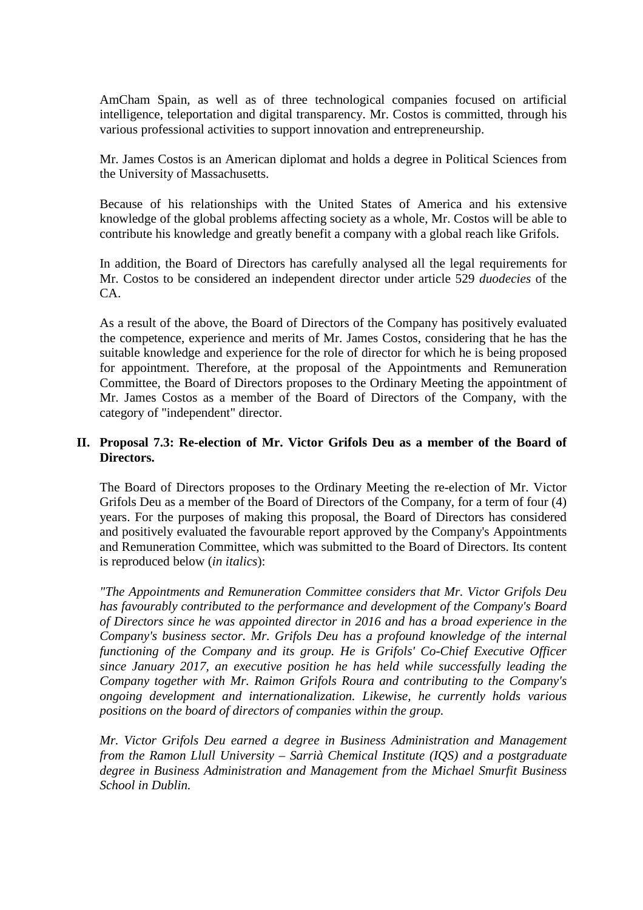AmCham Spain, as well as of three technological companies focused on artificial intelligence, teleportation and digital transparency. Mr. Costos is committed, through his various professional activities to support innovation and entrepreneurship.

Mr. James Costos is an American diplomat and holds a degree in Political Sciences from the University of Massachusetts.

Because of his relationships with the United States of America and his extensive knowledge of the global problems affecting society as a whole, Mr. Costos will be able to contribute his knowledge and greatly benefit a company with a global reach like Grifols.

In addition, the Board of Directors has carefully analysed all the legal requirements for Mr. Costos to be considered an independent director under article 529 *duodecies* of the CA.

As a result of the above, the Board of Directors of the Company has positively evaluated the competence, experience and merits of Mr. James Costos, considering that he has the suitable knowledge and experience for the role of director for which he is being proposed for appointment. Therefore, at the proposal of the Appointments and Remuneration Committee, the Board of Directors proposes to the Ordinary Meeting the appointment of Mr. James Costos as a member of the Board of Directors of the Company, with the category of "independent" director.

## II. Proposal 7.3: Re-election of Mr. Victor Grifols Deu as a member of the Board of Directors.

The Board of Directors proposes to the Ordinary Meeting the re-election of Mr. Victor Grifols Deu as a member of the Board of Directors of the Company, for a term of four (4) years. For the purposes of making this proposal, the Board of Directors has considered and positively evaluated the favourable report approved by the Company's Appointments and Remuneration Committee, which was submitted to the Board of Directors. Its content is reproduced below (*in italics*):

*"The Appointments and Remuneration Committee considers that Mr. Victor Grifols Deu has favourably contributed to the performance and development of the Company's Board of Directors since he was appointed director in 2016 and has a broad experience in the Company's business sector. Mr. Grifols Deu has a profound knowledge of the internal functioning of the Company and its group. He is Grifols' Co-Chief Executive Officer since January 2017, an executive position he has held while successfully leading the Company together with Mr. Raimon Grifols Roura and contributing to the Company's ongoing development and internationalization. Likewise, he currently holds various positions on the board of directors of companies within the group.*

*Mr. Victor Grifols Deu earned a degree in Business Administration and Management from the Ramon Llull University – Sarrià Chemical Institute (IQS) and a postgraduate degree in Business Administration and Management from the Michael Smurfit Business School in Dublin.*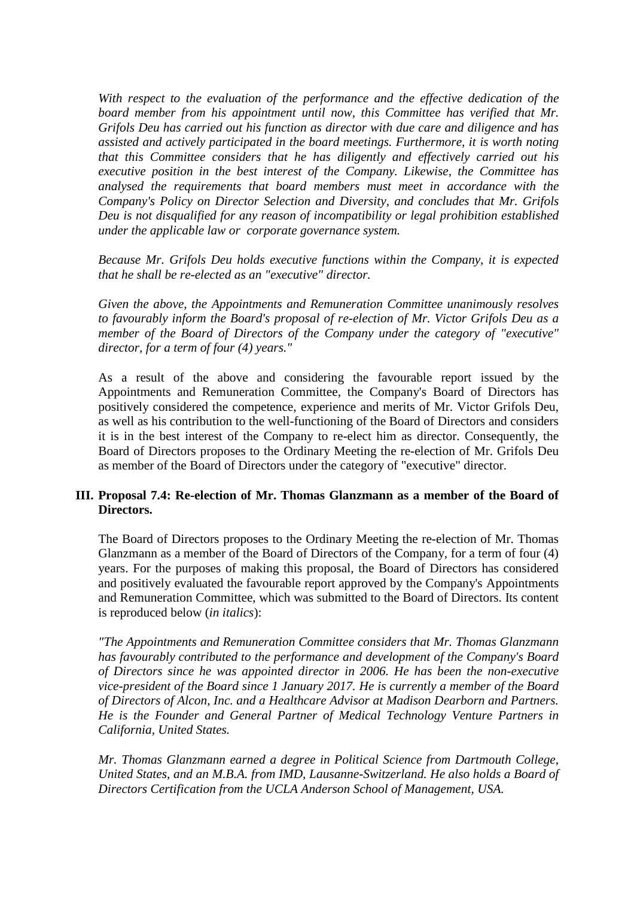*With respect to the evaluation of the performance and the effective dedication of the board member from his appointment until now, this Committee has verified that Mr. Grifols Deu has carried out his function as director with due care and diligence and has assisted and actively participated in the board meetings. Furthermore, it is worth noting that this Committee considers that he has diligently and effectively carried out his executive position in the best interest of the Company. Likewise, the Committee has analysed the requirements that board members must meet in accordance with the Company's Policy on Director Selection and Diversity, and concludes that Mr. Grifols Deu is not disqualified for any reason of incompatibility or legal prohibition established under the applicable law or corporate governance system.*

*Because Mr. Grifols Deu holds executive functions within the Company, it is expected that he shall be re-elected as an "executive" director.*

*Given the above, the Appointments and Remuneration Committee unanimously resolves to favourably inform the Board's proposal of re-election of Mr. Victor Grifols Deu as a member of the Board of Directors of the Company under the category of "executive" director, for a term of four (4) years."*

As a result of the above and considering the favourable report issued by the Appointments and Remuneration Committee, the Company's Board of Directors has positively considered the competence, experience and merits of Mr. Victor Grifols Deu, as well as his contribution to the well-functioning of the Board of Directors and considers it is in the best interest of the Company to re-elect him as director. Consequently, the Board of Directors proposes to the Ordinary Meeting the re-election of Mr. Grifols Deu as member of the Board of Directors under the category of "executive" director.

## III. Proposal 7.4: Re-election of Mr. Thomas Glanzmann as a member of the Board of Directors.

The Board of Directors proposes to the Ordinary Meeting the re-election of Mr. Thomas Glanzmann as a member of the Board of Directors of the Company, for a term of four (4) years. For the purposes of making this proposal, the Board of Directors has considered and positively evaluated the favourable report approved by the Company's Appointments and Remuneration Committee, which was submitted to the Board of Directors. Its content is reproduced below (*in italics*):

*"The Appointments and Remuneration Committee considers that Mr. Thomas Glanzmann has favourably contributed to the performance and development of the Company's Board of Directors since he was appointed director in 2006. He has been the non-executive vice-president of the Board since 1 January 2017. He is currently a member of the Board of Directors of Alcon, Inc. and a Healthcare Advisor at Madison Dearborn and Partners. He is the Founder and General Partner of Medical Technology Venture Partners in California, United States.*

*Mr. Thomas Glanzmann earned a degree in Political Science from Dartmouth College, United States, and an M.B.A. from IMD, Lausanne-Switzerland. He also holds a Board of Directors Certification from the UCLA Anderson School of Management, USA.*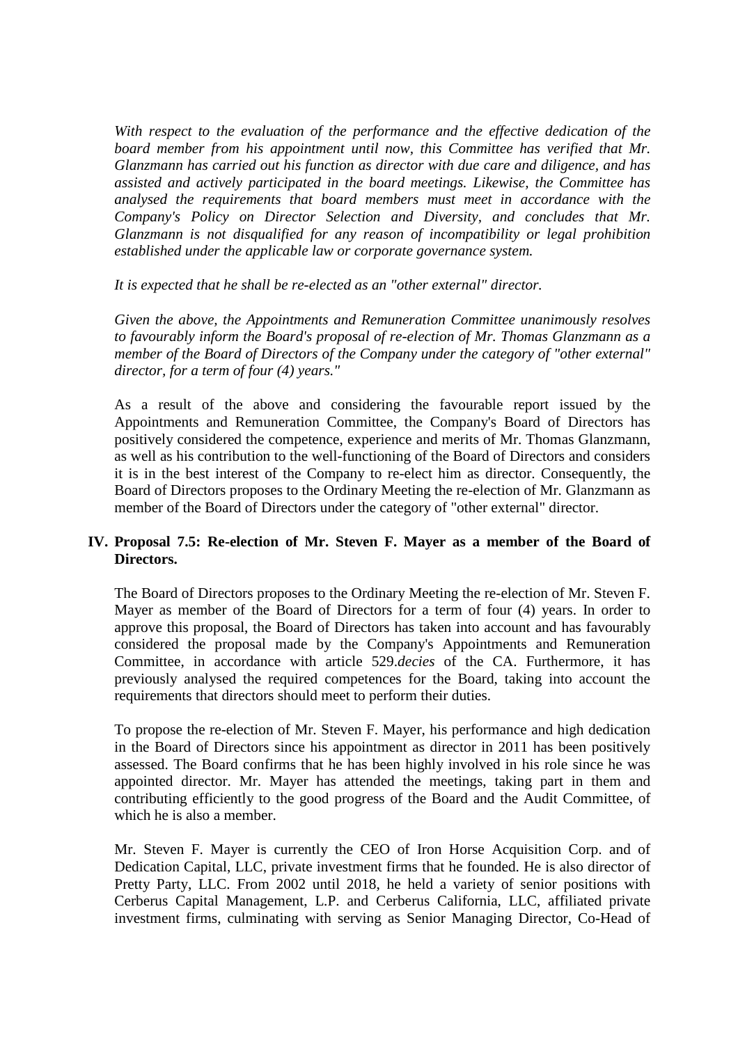*With respect to the evaluation of the performance and the effective dedication of the board member from his appointment until now, this Committee has verified that Mr. Glanzmann has carried out his function as director with due care and diligence, and has assisted and actively participated in the board meetings. Likewise, the Committee has analysed the requirements that board members must meet in accordance with the Company's Policy on Director Selection and Diversity, and concludes that Mr. Glanzmann is not disqualified for any reason of incompatibility or legal prohibition established under the applicable law or corporate governance system.*

*It is expected that he shall be re-elected as an "other external" director.*

*Given the above, the Appointments and Remuneration Committee unanimously resolves to favourably inform the Board's proposal of re-election of Mr. Thomas Glanzmann as a member of the Board of Directors of the Company under the category of "other external" director, for a term of four (4) years."*

As a result of the above and considering the favourable report issued by the Appointments and Remuneration Committee, the Company's Board of Directors has positively considered the competence, experience and merits of Mr. Thomas Glanzmann, as well as his contribution to the well-functioning of the Board of Directors and considers it is in the best interest of the Company to re-elect him as director. Consequently, the Board of Directors proposes to the Ordinary Meeting the re-election of Mr. Glanzmann as member of the Board of Directors under the category of "other external" director.

## IV. Proposal 7.5: Re-election of Mr. Steven F. Mayer as a member of the Board of Directors.

The Board of Directors proposes to the Ordinary Meeting the re-election of Mr. Steven F. Mayer as member of the Board of Directors for a term of four (4) years. In order to approve this proposal, the Board of Directors has taken into account and has favourably considered the proposal made by the Company's Appointments and Remuneration Committee, in accordance with article 529.*decies* of the CA. Furthermore, it has previously analysed the required competences for the Board, taking into account the requirements that directors should meet to perform their duties.

To propose the re-election of Mr. Steven F. Mayer, his performance and high dedication in the Board of Directors since his appointment as director in 2011 has been positively assessed. The Board confirms that he has been highly involved in his role since he was appointed director. Mr. Mayer has attended the meetings, taking part in them and contributing efficiently to the good progress of the Board and the Audit Committee, of which he is also a member.

Mr. Steven F. Mayer is currently the CEO of Iron Horse Acquisition Corp. and of Dedication Capital, LLC, private investment firms that he founded. He is also director of Pretty Party, LLC. From 2002 until 2018, he held a variety of senior positions with Cerberus Capital Management, L.P. and Cerberus California, LLC, affiliated private investment firms, culminating with serving as Senior Managing Director, Co-Head of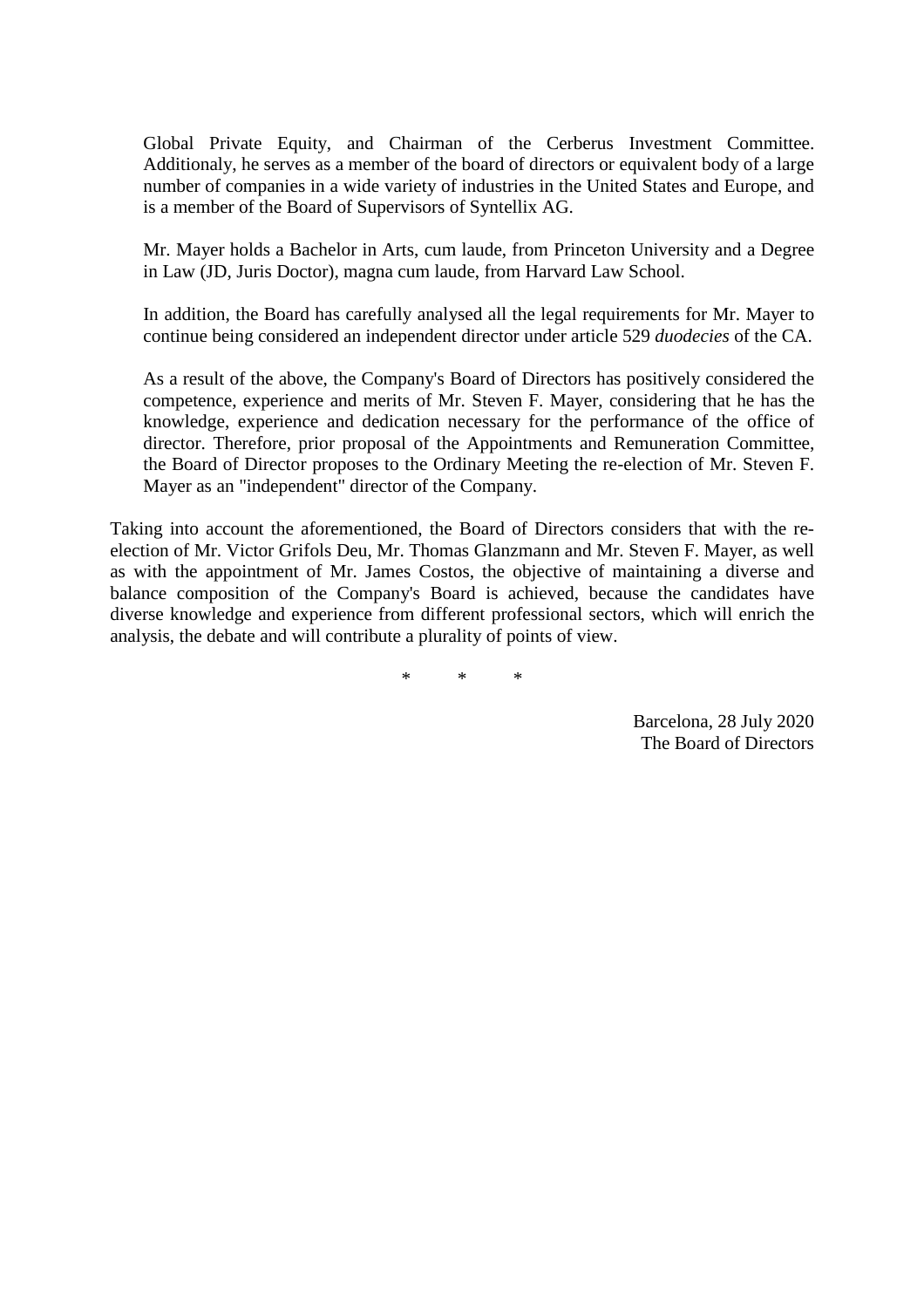Global Private Equity, and Chairman of the Cerberus Investment Committee. Additionaly, he serves as a member of the board of directors or equivalent body of a large number of companies in a wide variety of industries in the United States and Europe, and is a member of the Board of Supervisors of Syntellix AG.

Mr. Mayer holds a Bachelor in Arts, cum laude, from Princeton University and a Degree in Law (JD, Juris Doctor), magna cum laude, from Harvard Law School.

In addition, the Board has carefully analysed all the legal requirements for Mr. Mayer to continue being considered an independent director under article 529 *duodecies* of the CA.

As a result of the above, the Company's Board of Directors has positively considered the competence, experience and merits of Mr. Steven F. Mayer, considering that he has the knowledge, experience and dedication necessary for the performance of the office of director. Therefore, prior proposal of the Appointments and Remuneration Committee, the Board of Director proposes to the Ordinary Meeting the re-election of Mr. Steven F. Mayer as an "independent" director of the Company.

Taking into account the aforementioned, the Board of Directors considers that with the re-election of Mr. Victor Grifols Deu, Mr. Thomas Glanzmann and Mr. Steven F. Mayer, as well as with the appointment of Mr. James Costos, the objective of maintaining a diverse and balance composition of the Company's Board is achieved, because the candidates have diverse knowledge and experience from different professional sectors, which will enrich the analysis, the debate and will contribute a plurality of points of view.

\* \* \*

Barcelona, 28 July 2020
The Board of Directors